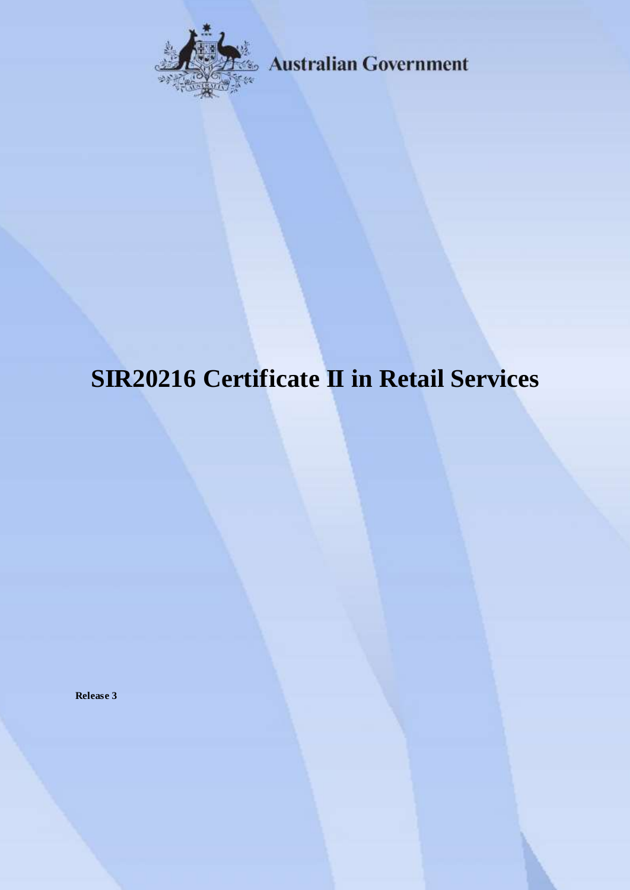Australian Government

# SIR20216 Certificate II in Retail Services

**Release 3**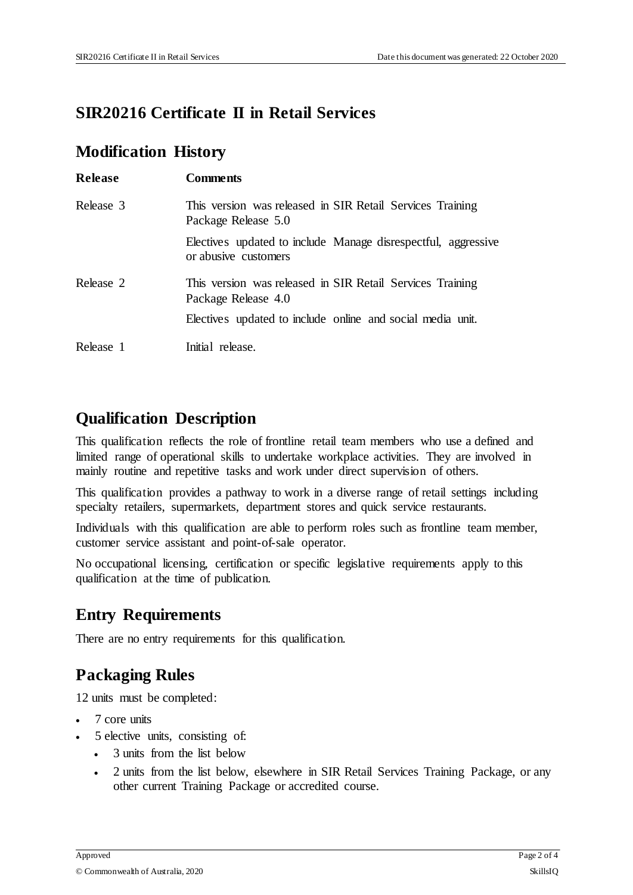# SIR20216 Certificate II in Retail Services

## Modification History

| Release | Comments |
| --- | --- |
| Release 3 | This version was released in SIR Retail Services Training Package Release 5.0<br><br>Electives updated to include Manage disrespectful, aggressive or abusive customers |
| Release 2 | This version was released in SIR Retail Services Training Package Release 4.0<br><br>Electives updated to include online and social media unit. |
| Release 1 | Initial release. |

## Qualification Description

This qualification reflects the role of frontline retail team members who use a defined and limited range of operational skills to undertake workplace activities. They are involved in mainly routine and repetitive tasks and work under direct supervision of others.

This qualification provides a pathway to work in a diverse range of retail settings including specialty retailers, supermarkets, department stores and quick service restaurants.

Individuals with this qualification are able to perform roles such as frontline team member, customer service assistant and point-of-sale operator.

No occupational licensing, certification or specific legislative requirements apply to this qualification at the time of publication.

## Entry Requirements

There are no entry requirements for this qualification.

## Packaging Rules

12 units must be completed:

- 7 core units
- 5 elective units, consisting of:
  - 3 units from the list below
  - 2 units from the list below, elsewhere in SIR Retail Services Training Package, or any other current Training Package or accredited course.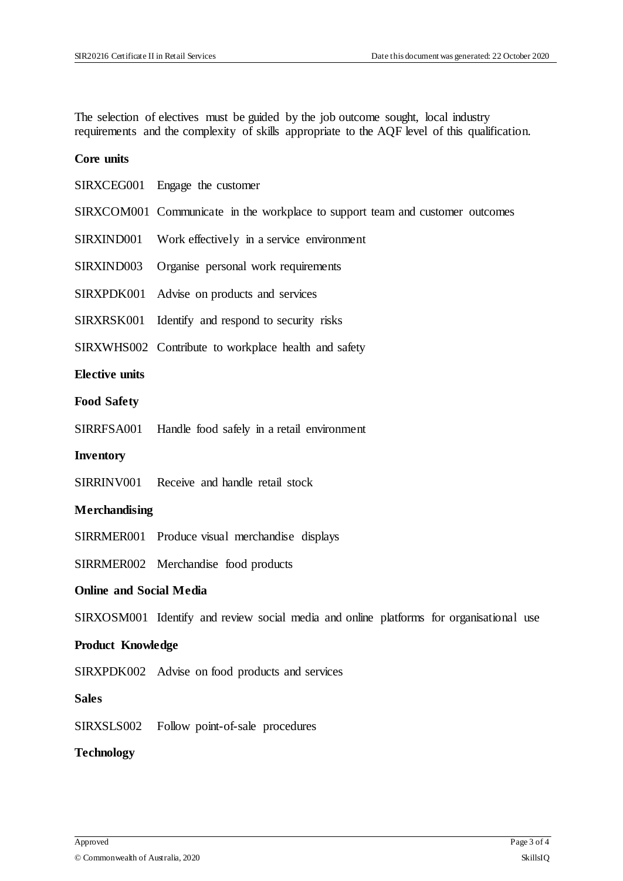The selection of electives must be guided by the job outcome sought, local industry requirements and the complexity of skills appropriate to the AQF level of this qualification.

**Core units**

SIRXCEG001 Engage the customer

SIRXCOM001 Communicate in the workplace to support team and customer outcomes

SIRXIND001 Work effectively in a service environment

SIRXIND003 Organise personal work requirements

SIRXPDK001 Advise on products and services

SIRXRSK001 Identify and respond to security risks

SIRXWHS002 Contribute to workplace health and safety

**Elective units**

**Food Safety**

SIRRFSA001 Handle food safely in a retail environment

**Inventory**

SIRRINV001 Receive and handle retail stock

**Merchandising**

SIRRMER001 Produce visual merchandise displays

SIRRMER002 Merchandise food products

**Online and Social Media**

SIRXOSM001 Identify and review social media and online platforms for organisational use

**Product Knowledge**

SIRXPDK002 Advise on food products and services

**Sales**

SIRXSLS002 Follow point-of-sale procedures

**Technology**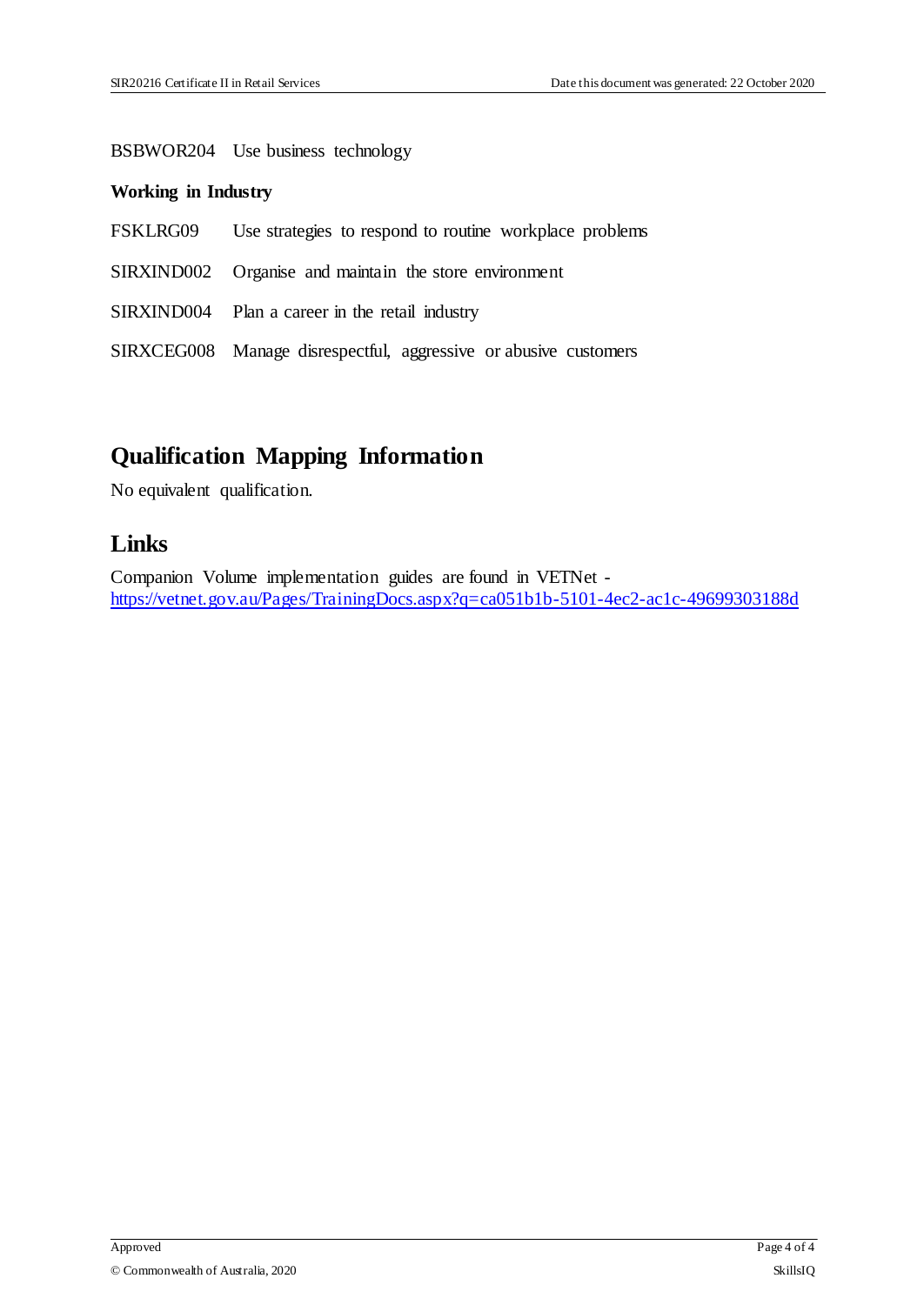BSBWOR204 Use business technology

**Working in Industry**

FSKLRG09 Use strategies to respond to routine workplace problems

SIRXIND002 Organise and maintain the store environment

SIRXIND004 Plan a career in the retail industry

SIRXCEG008 Manage disrespectful, aggressive or abusive customers

## Qualification Mapping Information

No equivalent qualification.

## Links

Companion Volume implementation guides are found in VETNet - https://vetnet.gov.au/Pages/TrainingDocs.aspx?q=ca051b1b-5101-4ec2-ac1c-49699303188d